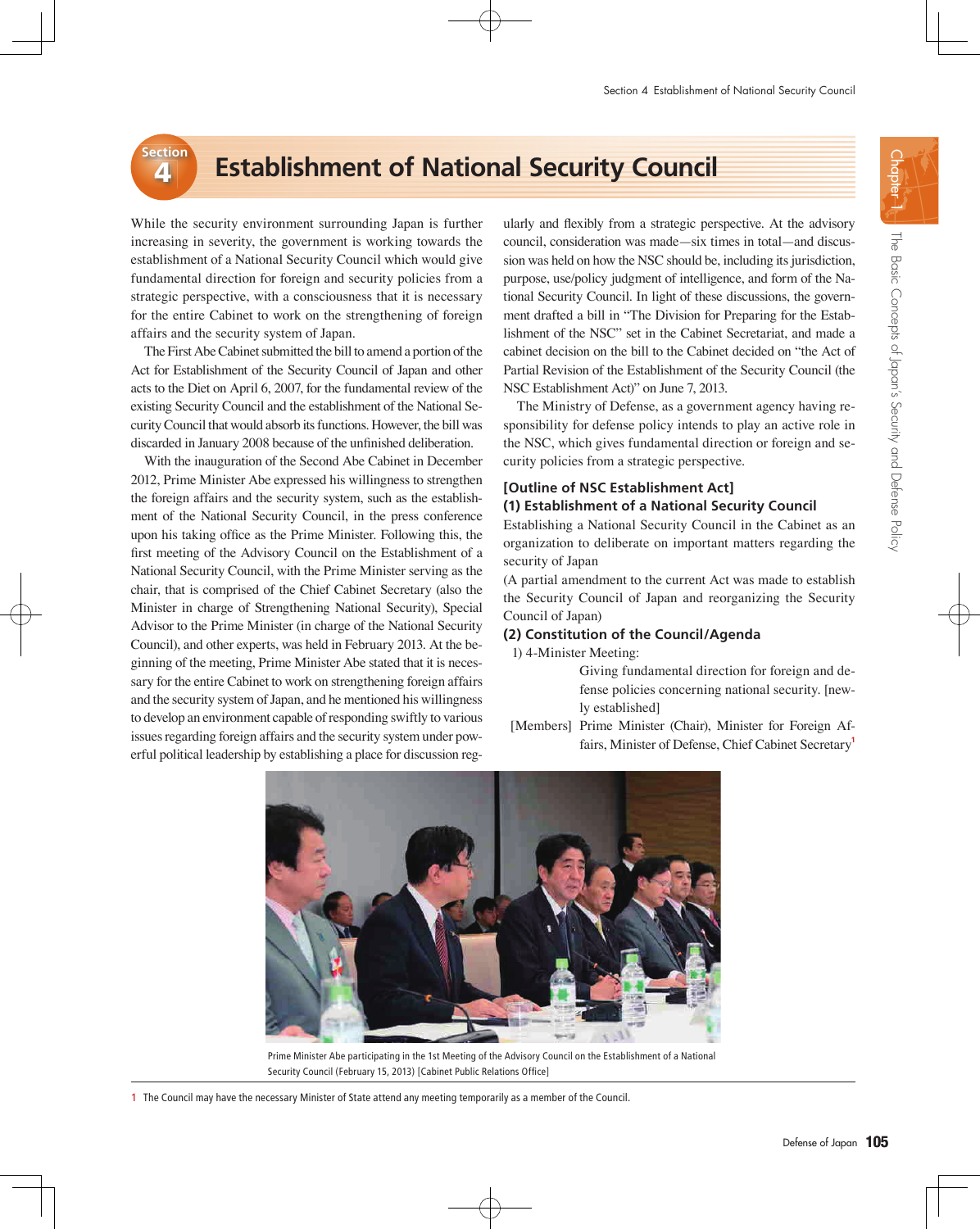# Section 4 Establishment of National Security Council

While the security environment surrounding Japan is further increasing in severity, the government is working towards the establishment of a National Security Council which would give fundamental direction for foreign and security policies from a strategic perspective, with a consciousness that it is necessary for the entire Cabinet to work on the strengthening of foreign affairs and the security system of Japan.

The First Abe Cabinet submitted the bill to amend a portion of the Act for Establishment of the Security Council of Japan and other acts to the Diet on April 6, 2007, for the fundamental review of the existing Security Council and the establishment of the National Security Council that would absorb its functions. However, the bill was discarded in January 2008 because of the unfinished deliberation.

With the inauguration of the Second Abe Cabinet in December 2012, Prime Minister Abe expressed his willingness to strengthen the foreign affairs and the security system, such as the establishment of the National Security Council, in the press conference upon his taking office as the Prime Minister. Following this, the first meeting of the Advisory Council on the Establishment of a National Security Council, with the Prime Minister serving as the chair, that is comprised of the Chief Cabinet Secretary (also the Minister in charge of Strengthening National Security), Special Advisor to the Prime Minister (in charge of the National Security Council), and other experts, was held in February 2013. At the beginning of the meeting, Prime Minister Abe stated that it is necessary for the entire Cabinet to work on strengthening foreign affairs and the security system of Japan, and he mentioned his willingness to develop an environment capable of responding swiftly to various issues regarding foreign affairs and the security system under powerful political leadership by establishing a place for discussion regularly and flexibly from a strategic perspective. At the advisory council, consideration was made—six times in total—and discussion was held on how the NSC should be, including its jurisdiction, purpose, use/policy judgment of intelligence, and form of the National Security Council. In light of these discussions, the government drafted a bill in "The Division for Preparing for the Establishment of the NSC" set in the Cabinet Secretariat, and made a cabinet decision on the bill to the Cabinet decided on "the Act of Partial Revision of the Establishment of the Security Council (the NSC Establishment Act)" on June 7, 2013.

The Ministry of Defense, as a government agency having responsibility for defense policy intends to play an active role in the NSC, which gives fundamental direction or foreign and security policies from a strategic perspective.

### [Outline of NSC Establishment Act]

### (1) Establishment of a National Security Council

Establishing a National Security Council in the Cabinet as an organization to deliberate on important matters regarding the security of Japan

(A partial amendment to the current Act was made to establish the Security Council of Japan and reorganizing the Security Council of Japan)

### (2) Constitution of the Council/Agenda

1) 4-Minister Meeting:

Giving fundamental direction for foreign and defense policies concerning national security. [newly established]

[Members] Prime Minister (Chair), Minister for Foreign Affairs, Minister of Defense, Chief Cabinet Secretary[1]

Prime Minister Abe participating in the 1st Meeting of the Advisory Council on the Establishment of a National Security Council (February 15, 2013) [Cabinet Public Relations Office]

1 The Council may have the necessary Minister of State attend any meeting temporarily as a member of the Council.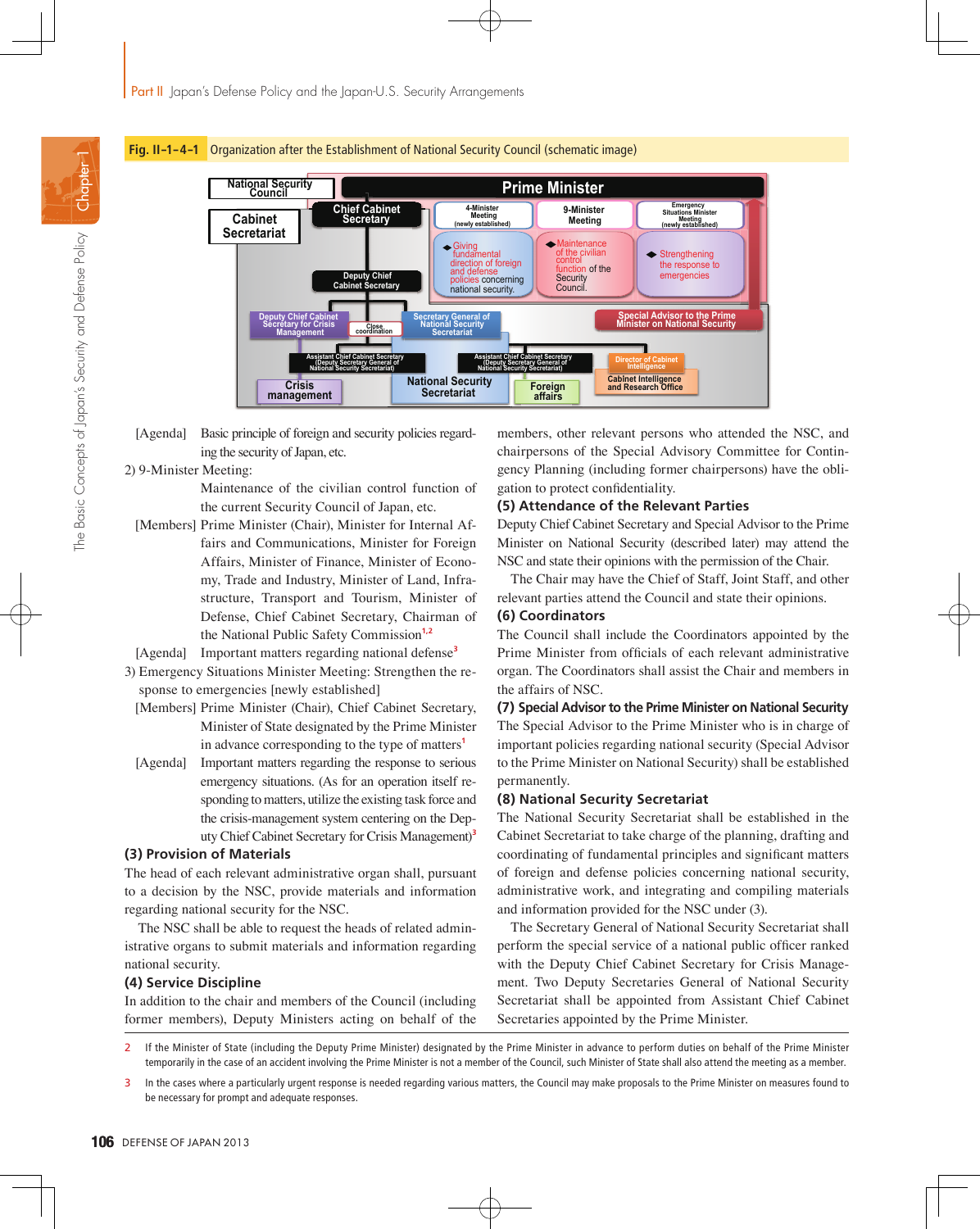Fig. II-1-4-1 Organization after the Establishment of National Security Council (schematic image)

National Security Council

Prime Minister

Cabinet Secretariat

Chief Cabinet Secretary

4-Minister Meeting (newly established)

9-Minister Meeting

Emergency Situations Minister Meeting (newly established)

Giving fundamental direction of foreign and defense policies concerning national security.

Maintenance of the civilian control function of the Security Council.

Strengthening the response to emergencies

Deputy Chief Cabinet Secretary

Deputy Chief Cabinet Secretary for Crisis Management

Close coordination

Secretary General of National Security Secretariat

Special Advisor to the Prime Minister on National Security

Assistant Chief Cabinet Secretary (Deputy Secretary General of National Security Secretariat)

Assistant Chief Cabinet Secretary (Deputy Secretary General of National Security Secretariat)

Director of Cabinet Intelligence

Crisis management

National Security Secretariat

Foreign affairs

Cabinet Intelligence and Research Office

[Agenda] Basic principle of foreign and security policies regarding the security of Japan, etc.

2) 9-Minister Meeting:

Maintenance of the civilian control function of the current Security Council of Japan, etc.

[Members] Prime Minister (Chair), Minister for Internal Affairs and Communications, Minister for Foreign Affairs, Minister of Finance, Minister of Economy, Trade and Industry, Minister of Land, Infrastructure, Transport and Tourism, Minister of Defense, Chief Cabinet Secretary, Chairman of the National Public Safety Commission[1,2]

[Agenda] Important matters regarding national defense[3]

3) Emergency Situations Minister Meeting: Strengthen the response to emergencies [newly established]

[Members] Prime Minister (Chair), Chief Cabinet Secretary, Minister of State designated by the Prime Minister in advance corresponding to the type of matters[1]

[Agenda] Important matters regarding the response to serious emergency situations. (As for an operation itself responding to matters, utilize the existing task force and the crisis-management system centering on the Deputy Chief Cabinet Secretary for Crisis Management)[3]

### (3) Provision of Materials

The head of each relevant administrative organ shall, pursuant to a decision by the NSC, provide materials and information regarding national security for the NSC.

The NSC shall be able to request the heads of related administrative organs to submit materials and information regarding national security.

### (4) Service Discipline

In addition to the chair and members of the Council (including former members), Deputy Ministers acting on behalf of the members, other relevant persons who attended the NSC, and chairpersons of the Special Advisory Committee for Contingency Planning (including former chairpersons) have the obligation to protect confidentiality.

### (5) Attendance of the Relevant Parties

Deputy Chief Cabinet Secretary and Special Advisor to the Prime Minister on National Security (described later) may attend the NSC and state their opinions with the permission of the Chair.

The Chair may have the Chief of Staff, Joint Staff, and other relevant parties attend the Council and state their opinions.

### (6) Coordinators

The Council shall include the Coordinators appointed by the Prime Minister from officials of each relevant administrative organ. The Coordinators shall assist the Chair and members in the affairs of NSC.

### (7) Special Advisor to the Prime Minister on National Security

The Special Advisor to the Prime Minister who is in charge of important policies regarding national security (Special Advisor to the Prime Minister on National Security) shall be established permanently.

### (8) National Security Secretariat

The National Security Secretariat shall be established in the Cabinet Secretariat to take charge of the planning, drafting and coordinating of fundamental principles and significant matters of foreign and defense policies concerning national security, administrative work, and integrating and compiling materials and information provided for the NSC under (3).

The Secretary General of National Security Secretariat shall perform the special service of a national public officer ranked with the Deputy Chief Cabinet Secretary for Crisis Management. Two Deputy Secretaries General of National Security Secretariat shall be appointed from Assistant Chief Cabinet Secretaries appointed by the Prime Minister.

---

2 If the Minister of State (including the Deputy Prime Minister) designated by the Prime Minister in advance to perform duties on behalf of the Prime Minister temporarily in the case of an accident involving the Prime Minister is not a member of the Council, such Minister of State shall also attend the meeting as a member.

3 In the cases where a particularly urgent response is needed regarding various matters, the Council may make proposals to the Prime Minister on measures found to be necessary for prompt and adequate responses.